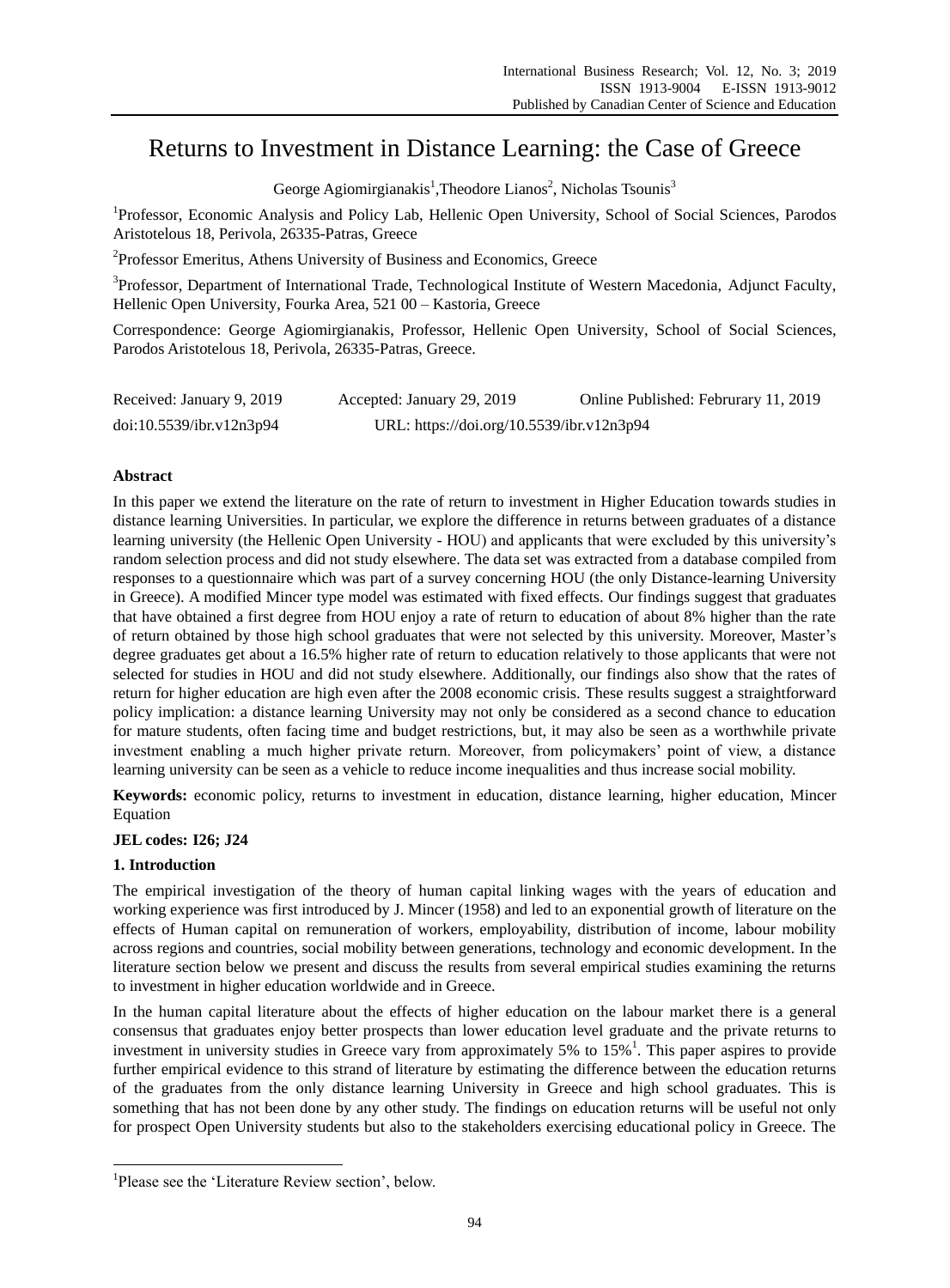# Returns to Investment in Distance Learning: the Case of Greece

George Agiomirgianakis[1], Theodore Lianos[2], Nicholas Tsounis[3]

[1]Professor, Economic Analysis and Policy Lab, Hellenic Open University, School of Social Sciences, Parodos Aristotelous 18, Perivola, 26335-Patras, Greece

[2]Professor Emeritus, Athens University of Business and Economics, Greece

[3]Professor, Department of International Trade, Technological Institute of Western Macedonia, Adjunct Faculty, Hellenic Open University, Fourka Area, 521 00 – Kastoria, Greece

Correspondence: George Agiomirgianakis, Professor, Hellenic Open University, School of Social Sciences, Parodos Aristotelous 18, Perivola, 26335-Patras, Greece.

Received: January 9, 2019 Accepted: January 29, 2019 Online Published: Februrary 11, 2019

doi:10.5539/ibr.v12n3p94 URL: https://doi.org/10.5539/ibr.v12n3p94

**Abstract**

In this paper we extend the literature on the rate of return to investment in Higher Education towards studies in distance learning Universities. In particular, we explore the difference in returns between graduates of a distance learning university (the Hellenic Open University - HOU) and applicants that were excluded by this university's random selection process and did not study elsewhere. The data set was extracted from a database compiled from responses to a questionnaire which was part of a survey concerning HOU (the only Distance-learning University in Greece). A modified Mincer type model was estimated with fixed effects. Our findings suggest that graduates that have obtained a first degree from HOU enjoy a rate of return to education of about 8% higher than the rate of return obtained by those high school graduates that were not selected by this university. Moreover, Master's degree graduates get about a 16.5% higher rate of return to education relatively to those applicants that were not selected for studies in HOU and did not study elsewhere. Additionally, our findings also show that the rates of return for higher education are high even after the 2008 economic crisis. These results suggest a straightforward policy implication: a distance learning University may not only be considered as a second chance to education for mature students, often facing time and budget restrictions, but, it may also be seen as a worthwhile private investment enabling a much higher private return. Moreover, from policymakers' point of view, a distance learning university can be seen as a vehicle to reduce income inequalities and thus increase social mobility.

**Keywords:** economic policy, returns to investment in education, distance learning, higher education, Mincer Equation

**JEL codes: I26; J24**

## 1. Introduction

The empirical investigation of the theory of human capital linking wages with the years of education and working experience was first introduced by J. Mincer (1958) and led to an exponential growth of literature on the effects of Human capital on remuneration of workers, employability, distribution of income, labour mobility across regions and countries, social mobility between generations, technology and economic development. In the literature section below we present and discuss the results from several empirical studies examining the returns to investment in higher education worldwide and in Greece.

In the human capital literature about the effects of higher education on the labour market there is a general consensus that graduates enjoy better prospects than lower education level graduate and the private returns to investment in university studies in Greece vary from approximately 5% to 15%[1]. This paper aspires to provide further empirical evidence to this strand of literature by estimating the difference between the education returns of the graduates from the only distance learning University in Greece and high school graduates. This is something that has not been done by any other study. The findings on education returns will be useful not only for prospect Open University students but also to the stakeholders exercising educational policy in Greece. The

[1]Please see the 'Literature Review section', below.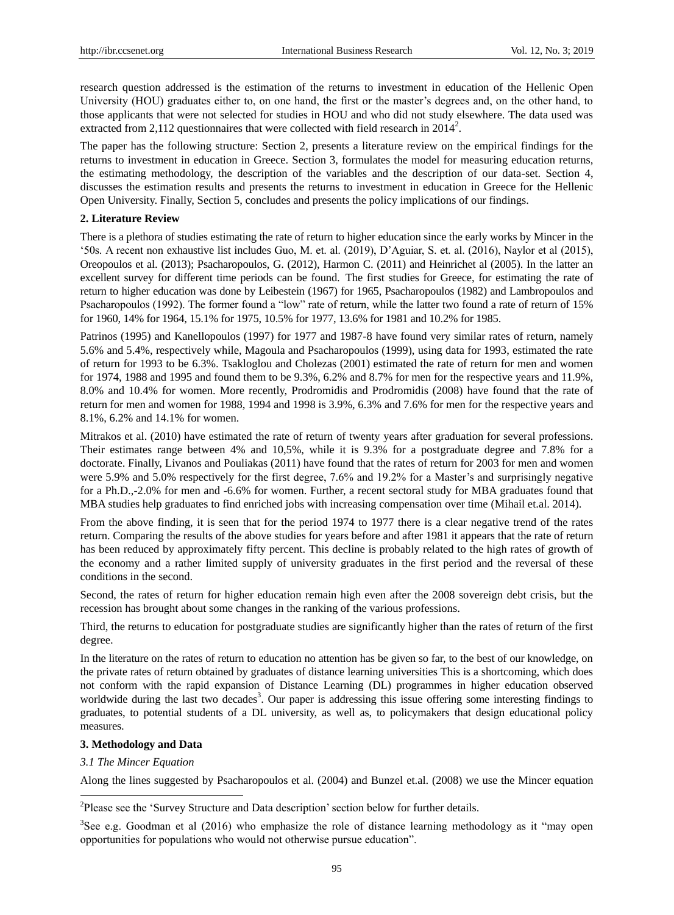research question addressed is the estimation of the returns to investment in education of the Hellenic Open University (HOU) graduates either to, on one hand, the first or the master's degrees and, on the other hand, to those applicants that were not selected for studies in HOU and who did not study elsewhere. The data used was extracted from 2,112 questionnaires that were collected with field research in 2014[2].

The paper has the following structure: Section 2, presents a literature review on the empirical findings for the returns to investment in education in Greece. Section 3, formulates the model for measuring education returns, the estimating methodology, the description of the variables and the description of our data-set. Section 4, discusses the estimation results and presents the returns to investment in education in Greece for the Hellenic Open University. Finally, Section 5, concludes and presents the policy implications of our findings.

## 2. Literature Review

There is a plethora of studies estimating the rate of return to higher education since the early works by Mincer in the '50s. A recent non exhaustive list includes Guo, M. et. al. (2019), D'Aguiar, S. et. al. (2016), Naylor et al (2015), Oreopoulos et al. (2013); Psacharopoulos, G. (2012), Harmon C. (2011) and Heinrichet al (2005). In the latter an excellent survey for different time periods can be found. The first studies for Greece, for estimating the rate of return to higher education was done by Leibestein (1967) for 1965, Psacharopoulos (1982) and Lambropoulos and Psacharopoulos (1992). The former found a "low" rate of return, while the latter two found a rate of return of 15% for 1960, 14% for 1964, 15.1% for 1975, 10.5% for 1977, 13.6% for 1981 and 10.2% for 1985.

Patrinos (1995) and Kanellopoulos (1997) for 1977 and 1987-8 have found very similar rates of return, namely 5.6% and 5.4%, respectively while, Magoula and Psacharopoulos (1999), using data for 1993, estimated the rate of return for 1993 to be 6.3%. Tsakloglou and Cholezas (2001) estimated the rate of return for men and women for 1974, 1988 and 1995 and found them to be 9.3%, 6.2% and 8.7% for men for the respective years and 11.9%, 8.0% and 10.4% for women. More recently, Prodromidis and Prodromidis (2008) have found that the rate of return for men and women for 1988, 1994 and 1998 is 3.9%, 6.3% and 7.6% for men for the respective years and 8.1%, 6.2% and 14.1% for women.

Mitrakos et al. (2010) have estimated the rate of return of twenty years after graduation for several professions. Their estimates range between 4% and 10,5%, while it is 9.3% for a postgraduate degree and 7.8% for a doctorate. Finally, Livanos and Pouliakas (2011) have found that the rates of return for 2003 for men and women were 5.9% and 5.0% respectively for the first degree, 7.6% and 19.2% for a Master's and surprisingly negative for a Ph.D.,-2.0% for men and -6.6% for women. Further, a recent sectoral study for MBA graduates found that MBA studies help graduates to find enriched jobs with increasing compensation over time (Mihail et.al. 2014).

From the above finding, it is seen that for the period 1974 to 1977 there is a clear negative trend of the rates return. Comparing the results of the above studies for years before and after 1981 it appears that the rate of return has been reduced by approximately fifty percent. This decline is probably related to the high rates of growth of the economy and a rather limited supply of university graduates in the first period and the reversal of these conditions in the second.

Second, the rates of return for higher education remain high even after the 2008 sovereign debt crisis, but the recession has brought about some changes in the ranking of the various professions.

Third, the returns to education for postgraduate studies are significantly higher than the rates of return of the first degree.

In the literature on the rates of return to education no attention has be given so far, to the best of our knowledge, on the private rates of return obtained by graduates of distance learning universities This is a shortcoming, which does not conform with the rapid expansion of Distance Learning (DL) programmes in higher education observed worldwide during the last two decades[3]. Our paper is addressing this issue offering some interesting findings to graduates, to potential students of a DL university, as well as, to policymakers that design educational policy measures.

## 3. Methodology and Data

### *3.1 The Mincer Equation*

Along the lines suggested by Psacharopoulos et al. (2004) and Bunzel et.al. (2008) we use the Mincer equation

[2]Please see the 'Survey Structure and Data description' section below for further details.

[3]See e.g. Goodman et al (2016) who emphasize the role of distance learning methodology as it "may open opportunities for populations who would not otherwise pursue education".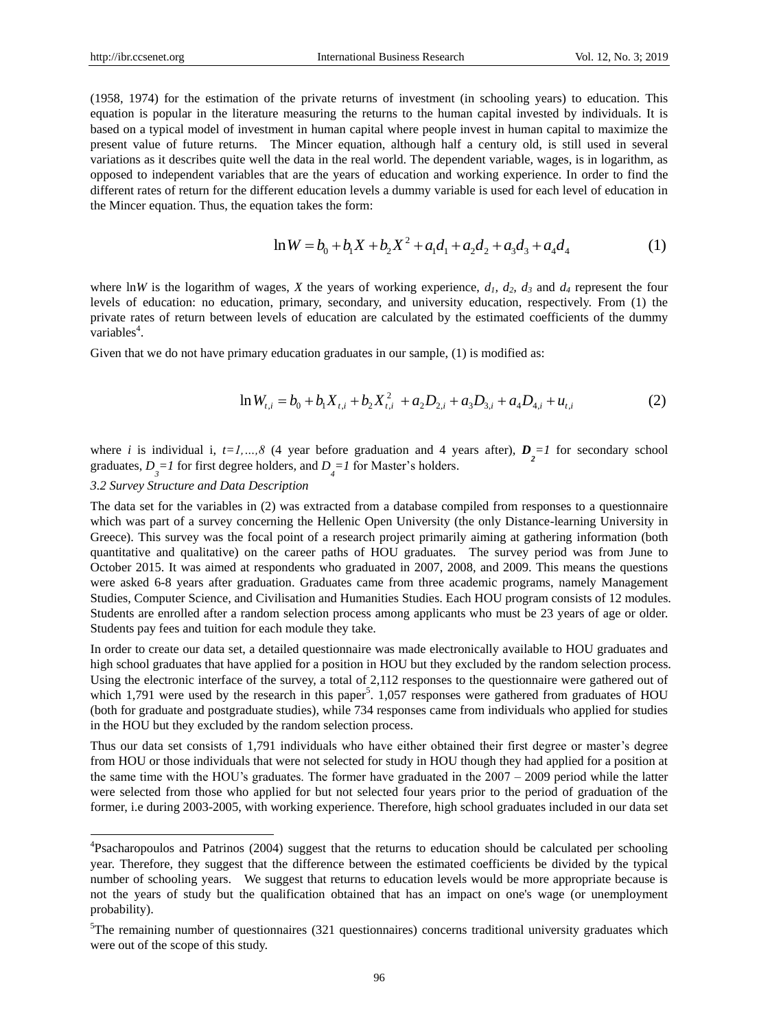(1958, 1974) for the estimation of the private returns of investment (in schooling years) to education. This equation is popular in the literature measuring the returns to the human capital invested by individuals. It is based on a typical model of investment in human capital where people invest in human capital to maximize the present value of future returns. The Mincer equation, although half a century old, is still used in several variations as it describes quite well the data in the real world. The dependent variable, wages, is in logarithm, as opposed to independent variables that are the years of education and working experience. In order to find the different rates of return for the different education levels a dummy variable is used for each level of education in the Mincer equation. Thus, the equation takes the form:

$$\ln W = b_0 + b_1 X + b_2 X^2 + a_1 d_1 + a_2 d_2 + a_3 d_3 + a_4 d_4 \tag{1}$$

where ln*W* is the logarithm of wages, *X* the years of working experience, $d_1$, $d_2$, $d_3$ and $d_4$ represent the four levels of education: no education, primary, secondary, and university education, respectively. From (1) the private rates of return between levels of education are calculated by the estimated coefficients of the dummy variables[4].

Given that we do not have primary education graduates in our sample, (1) is modified as:

$$\ln W_{t,i} = b_0 + b_1 X_{t,i} + b_2 X_{t,i}^2 + a_2 D_{2,i} + a_3 D_{3,i} + a_4 D_{4,i} + u_{t,i} \tag{2}$$

where *i* is individual i, $t=1,\dots,8$ (4 year before graduation and 4 years after), $D_2=1$ for secondary school graduates, $D_3=1$ for first degree holders, and $D_4=1$ for Master's holders.

### *3.2 Survey Structure and Data Description*

The data set for the variables in (2) was extracted from a database compiled from responses to a questionnaire which was part of a survey concerning the Hellenic Open University (the only Distance-learning University in Greece). This survey was the focal point of a research project primarily aiming at gathering information (both quantitative and qualitative) on the career paths of HOU graduates. The survey period was from June to October 2015. It was aimed at respondents who graduated in 2007, 2008, and 2009. This means the questions were asked 6-8 years after graduation. Graduates came from three academic programs, namely Management Studies, Computer Science, and Civilisation and Humanities Studies. Each HOU program consists of 12 modules. Students are enrolled after a random selection process among applicants who must be 23 years of age or older. Students pay fees and tuition for each module they take.

In order to create our data set, a detailed questionnaire was made electronically available to HOU graduates and high school graduates that have applied for a position in HOU but they excluded by the random selection process. Using the electronic interface of the survey, a total of 2,112 responses to the questionnaire were gathered out of which 1,791 were used by the research in this paper[5]. 1,057 responses were gathered from graduates of HOU (both for graduate and postgraduate studies), while 734 responses came from individuals who applied for studies in the HOU but they excluded by the random selection process.

Thus our data set consists of 1,791 individuals who have either obtained their first degree or master's degree from HOU or those individuals that were not selected for study in HOU though they had applied for a position at the same time with the HOU's graduates. The former have graduated in the 2007 – 2009 period while the latter were selected from those who applied for but not selected four years prior to the period of graduation of the former, i.e during 2003-2005, with working experience. Therefore, high school graduates included in our data set

---

[4]Psacharopoulos and Patrinos (2004) suggest that the returns to education should be calculated per schooling year. Therefore, they suggest that the difference between the estimated coefficients be divided by the typical number of schooling years. We suggest that returns to education levels would be more appropriate because is not the years of study but the qualification obtained that has an impact on one's wage (or unemployment probability).

[5]The remaining number of questionnaires (321 questionnaires) concerns traditional university graduates which were out of the scope of this study.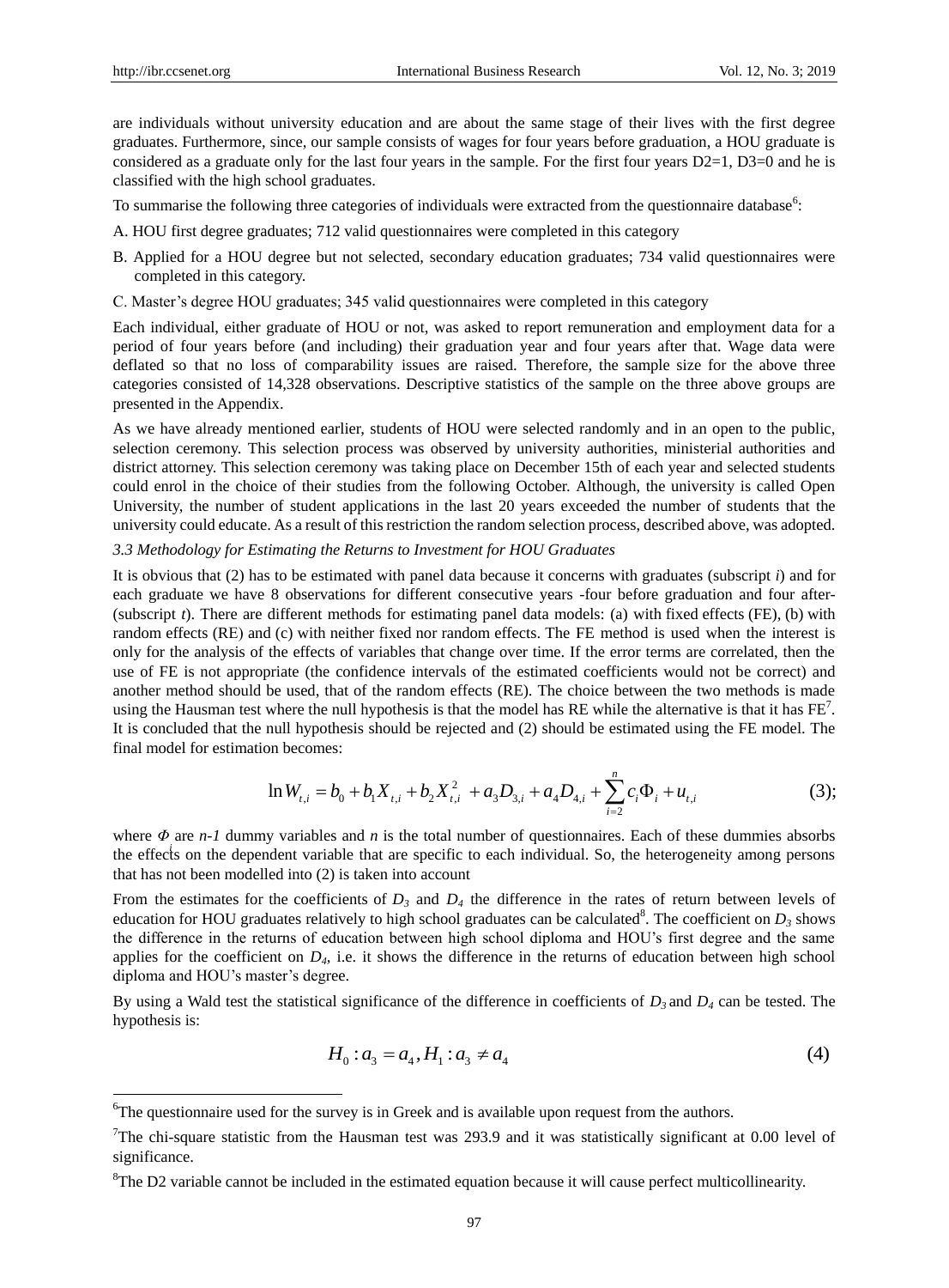are individuals without university education and are about the same stage of their lives with the first degree graduates. Furthermore, since, our sample consists of wages for four years before graduation, a HOU graduate is considered as a graduate only for the last four years in the sample. For the first four years D2=1, D3=0 and he is classified with the high school graduates.

To summarise the following three categories of individuals were extracted from the questionnaire database[6]:

A. HOU first degree graduates; 712 valid questionnaires were completed in this category

B. Applied for a HOU degree but not selected, secondary education graduates; 734 valid questionnaires were completed in this category.

C. Master's degree HOU graduates; 345 valid questionnaires were completed in this category

Each individual, either graduate of HOU or not, was asked to report remuneration and employment data for a period of four years before (and including) their graduation year and four years after that. Wage data were deflated so that no loss of comparability issues are raised. Therefore, the sample size for the above three categories consisted of 14,328 observations. Descriptive statistics of the sample on the three above groups are presented in the Appendix.

As we have already mentioned earlier, students of HOU were selected randomly and in an open to the public, selection ceremony. This selection process was observed by university authorities, ministerial authorities and district attorney. This selection ceremony was taking place on December 15th of each year and selected students could enrol in the choice of their studies from the following October. Although, the university is called Open University, the number of student applications in the last 20 years exceeded the number of students that the university could educate. As a result of this restriction the random selection process, described above, was adopted.

### 3.3 Methodology for Estimating the Returns to Investment for HOU Graduates

It is obvious that (2) has to be estimated with panel data because it concerns with graduates (subscript *i*) and for each graduate we have 8 observations for different consecutive years -four before graduation and four after- (subscript *t*). There are different methods for estimating panel data models: (a) with fixed effects (FE), (b) with random effects (RE) and (c) with neither fixed nor random effects. The FE method is used when the interest is only for the analysis of the effects of variables that change over time. If the error terms are correlated, then the use of FE is not appropriate (the confidence intervals of the estimated coefficients would not be correct) and another method should be used, that of the random effects (RE). The choice between the two methods is made using the Hausman test where the null hypothesis is that the model has RE while the alternative is that it has FE[7]. It is concluded that the null hypothesis should be rejected and (2) should be estimated using the FE model. The final model for estimation becomes:

$$\ln W_{t,i} = b_0 + b_1 X_{t,i} + b_2 X_{t,i}^2 + a_3 D_{3,i} + a_4 D_{4,i} + \sum_{i=2}^{n} c_i \Phi_i + u_{t,i} \qquad (3);$$

where $\Phi$ are $n-1$ dummy variables and $n$ is the total number of questionnaires. Each of these dummies absorbs the effects on the dependent variable that are specific to each individual. So, the heterogeneity among persons that has not been modelled into (2) is taken into account

From the estimates for the coefficients of $D_3$ and $D_4$ the difference in the rates of return between levels of education for HOU graduates relatively to high school graduates can be calculated[8]. The coefficient on $D_3$ shows the difference in the returns of education between high school diploma and HOU's first degree and the same applies for the coefficient on $D_4$, i.e. it shows the difference in the returns of education between high school diploma and HOU's master's degree.

By using a Wald test the statistical significance of the difference in coefficients of $D_3$ and $D_4$ can be tested. The hypothesis is:

$$H_0 : a_3 = a_4, H_1 : a_3 \neq a_4 \qquad (4)$$

---

[6]The questionnaire used for the survey is in Greek and is available upon request from the authors.

[7]The chi-square statistic from the Hausman test was 293.9 and it was statistically significant at 0.00 level of significance.

[8]The D2 variable cannot be included in the estimated equation because it will cause perfect multicollinearity.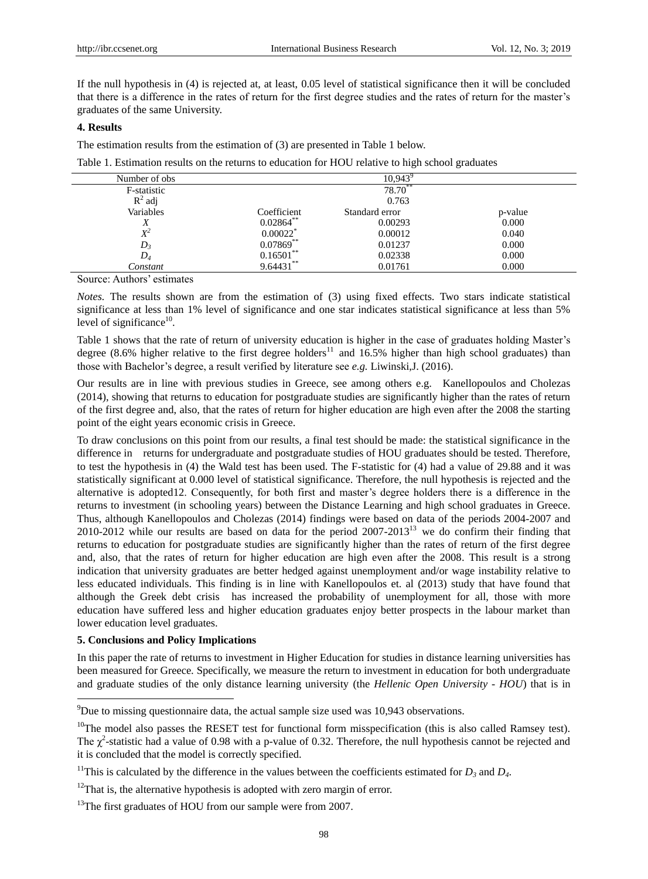If the null hypothesis in (4) is rejected at, at least, 0.05 level of statistical significance then it will be concluded that there is a difference in the rates of return for the first degree studies and the rates of return for the master's graduates of the same University.

## 4. Results

The estimation results from the estimation of (3) are presented in Table 1 below.

Table 1. Estimation results on the returns to education for HOU relative to high school graduates

| Number of obs | 10,943[9] | | |
|---|---|---|---|
| F-statistic | 78.70** | | |
| $R^2$ adj | 0.763 | | |
| Variables | Coefficient | Standard error | p-value |
| $X$ | 0.02864** | 0.00293 | 0.000 |
| $X^2$ | 0.00022* | 0.00012 | 0.040 |
| $D_3$ | 0.07869** | 0.01237 | 0.000 |
| $D_4$ | 0.16501** | 0.02338 | 0.000 |
| *Constant* | 9.64431** | 0.01761 | 0.000 |

Source: Authors' estimates

*Notes.* The results shown are from the estimation of (3) using fixed effects. Two stars indicate statistical significance at less than 1% level of significance and one star indicates statistical significance at less than 5% level of significance[10].

Table 1 shows that the rate of return of university education is higher in the case of graduates holding Master's degree (8.6% higher relative to the first degree holders[11] and 16.5% higher than high school graduates) than those with Bachelor's degree, a result verified by literature see *e.g.* Liwinski,J. (2016).

Our results are in line with previous studies in Greece, see among others e.g. Kanellopoulos and Cholezas (2014), showing that returns to education for postgraduate studies are significantly higher than the rates of return of the first degree and, also, that the rates of return for higher education are high even after the 2008 the starting point of the eight years economic crisis in Greece.

To draw conclusions on this point from our results, a final test should be made: the statistical significance in the difference in returns for undergraduate and postgraduate studies of HOU graduates should be tested. Therefore, to test the hypothesis in (4) the Wald test has been used. The F-statistic for (4) had a value of 29.88 and it was statistically significant at 0.000 level of statistical significance. Therefore, the null hypothesis is rejected and the alternative is adopted12. Consequently, for both first and master's degree holders there is a difference in the returns to investment (in schooling years) between the Distance Learning and high school graduates in Greece. Thus, although Kanellopoulos and Cholezas (2014) findings were based on data of the periods 2004-2007 and 2010-2012 while our results are based on data for the period 2007-2013[13] we do confirm their finding that returns to education for postgraduate studies are significantly higher than the rates of return of the first degree and, also, that the rates of return for higher education are high even after the 2008. This result is a strong indication that university graduates are better hedged against unemployment and/or wage instability relative to less educated individuals. This finding is in line with Kanellopoulos et. al (2013) study that have found that although the Greek debt crisis has increased the probability of unemployment for all, those with more education have suffered less and higher education graduates enjoy better prospects in the labour market than lower education level graduates.

## 5. Conclusions and Policy Implications

In this paper the rate of returns to investment in Higher Education for studies in distance learning universities has been measured for Greece. Specifically, we measure the return to investment in education for both undergraduate and graduate studies of the only distance learning university (the *Hellenic Open University - HOU*) that is in

---

[9] Due to missing questionnaire data, the actual sample size used was 10,943 observations.

[10] The model also passes the RESET test for functional form misspecification (this is also called Ramsey test). The $\chi^2$-statistic had a value of 0.98 with a p-value of 0.32. Therefore, the null hypothesis cannot be rejected and it is concluded that the model is correctly specified.

[11] This is calculated by the difference in the values between the coefficients estimated for $D_3$ and $D_4$.

[12] That is, the alternative hypothesis is adopted with zero margin of error.

[13] The first graduates of HOU from our sample were from 2007.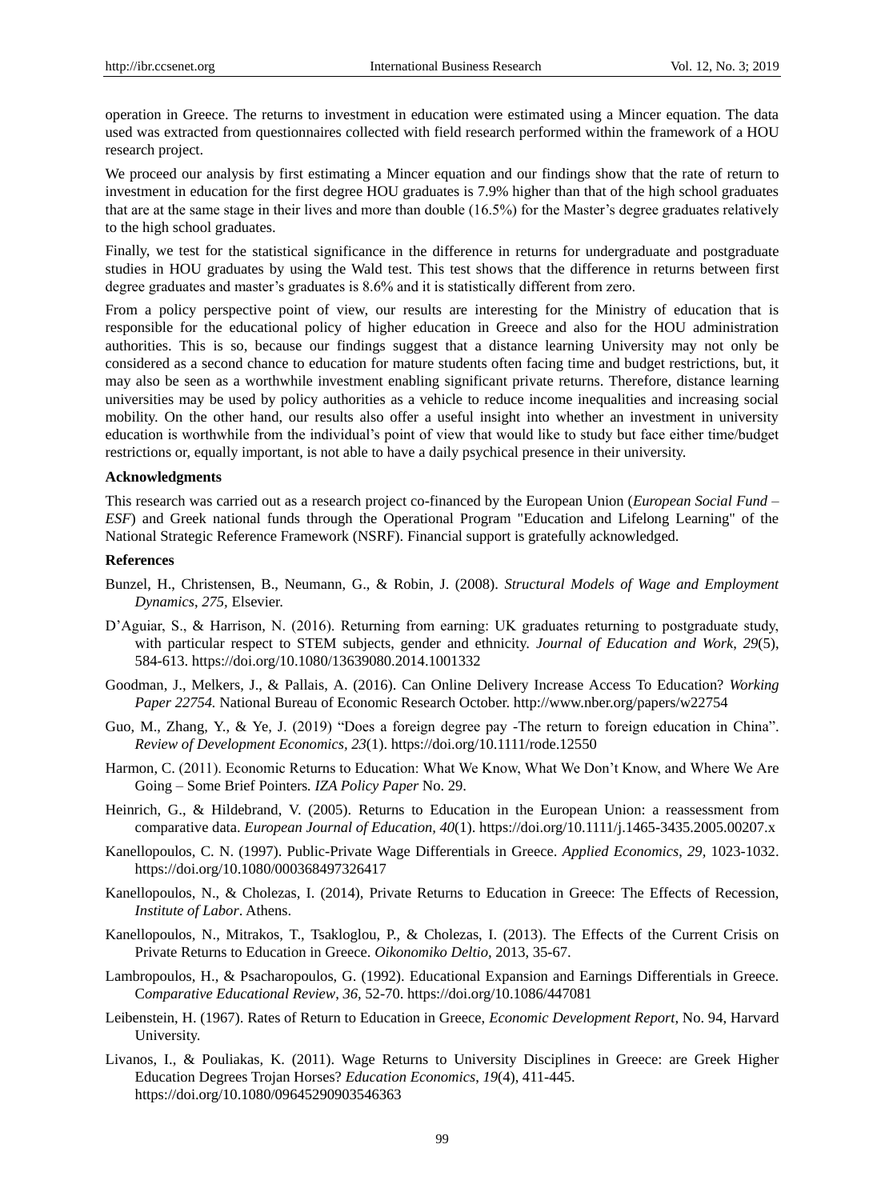operation in Greece. The returns to investment in education were estimated using a Mincer equation. The data used was extracted from questionnaires collected with field research performed within the framework of a HOU research project.

We proceed our analysis by first estimating a Mincer equation and our findings show that the rate of return to investment in education for the first degree HOU graduates is 7.9% higher than that of the high school graduates that are at the same stage in their lives and more than double (16.5%) for the Master's degree graduates relatively to the high school graduates.

Finally, we test for the statistical significance in the difference in returns for undergraduate and postgraduate studies in HOU graduates by using the Wald test. This test shows that the difference in returns between first degree graduates and master's graduates is 8.6% and it is statistically different from zero.

From a policy perspective point of view, our results are interesting for the Ministry of education that is responsible for the educational policy of higher education in Greece and also for the HOU administration authorities. This is so, because our findings suggest that a distance learning University may not only be considered as a second chance to education for mature students often facing time and budget restrictions, but, it may also be seen as a worthwhile investment enabling significant private returns. Therefore, distance learning universities may be used by policy authorities as a vehicle to reduce income inequalities and increasing social mobility. On the other hand, our results also offer a useful insight into whether an investment in university education is worthwhile from the individual's point of view that would like to study but face either time/budget restrictions or, equally important, is not able to have a daily psychical presence in their university.

### Acknowledgments

This research was carried out as a research project co-financed by the European Union (*European Social Fund – ESF*) and Greek national funds through the Operational Program "Education and Lifelong Learning" of the National Strategic Reference Framework (NSRF). Financial support is gratefully acknowledged.

### References

Bunzel, H., Christensen, B., Neumann, G., & Robin, J. (2008). *Structural Models of Wage and Employment Dynamics*, *275*, Elsevier.

D'Aguiar, S., & Harrison, N. (2016). Returning from earning: UK graduates returning to postgraduate study, with particular respect to STEM subjects, gender and ethnicity. *Journal of Education and Work*, *29*(5), 584-613. https://doi.org/10.1080/13639080.2014.1001332

Goodman, J., Melkers, J., & Pallais, A. (2016). Can Online Delivery Increase Access To Education? *Working Paper 22754.* National Bureau of Economic Research October. http://www.nber.org/papers/w22754

Guo, M., Zhang, Y., & Ye, J. (2019) "Does a foreign degree pay -The return to foreign education in China". *Review of Development Economics*, *23*(1). https://doi.org/10.1111/rode.12550

Harmon, C. (2011). Economic Returns to Education: What We Know, What We Don't Know, and Where We Are Going – Some Brief Pointers*. IZA Policy Paper* No. 29.

Heinrich, G., & Hildebrand, V. (2005). Returns to Education in the European Union: a reassessment from comparative data. *European Journal of Education, 40*(1). https://doi.org/10.1111/j.1465-3435.2005.00207.x

Kanellopoulos, C. N. (1997). Public-Private Wage Differentials in Greece. *Applied Economics*, *29,* 1023-1032. https://doi.org/10.1080/000368497326417

Kanellopoulos, N., & Cholezas, I. (2014), Private Returns to Education in Greece: The Effects of Recession, *Institute of Labor*. Athens.

Kanellopoulos, N., Mitrakos, T., Tsakloglou, P., & Cholezas, I. (2013). The Effects of the Current Crisis on Private Returns to Education in Greece. *Oikonomiko Deltio,* 2013, 35-67.

Lambropoulos, H., & Psacharopoulos, G. (1992). Educational Expansion and Earnings Differentials in Greece. C*omparative Educational Review*, *36,* 52-70. https://doi.org/10.1086/447081

Leibenstein, H. (1967). Rates of Return to Education in Greece, *Economic Development Report*, No. 94, Harvard University.

Livanos, I., & Pouliakas, K. (2011). Wage Returns to University Disciplines in Greece: are Greek Higher Education Degrees Trojan Horses? *Education Economics*, *19*(4), 411-445. https://doi.org/10.1080/09645290903546363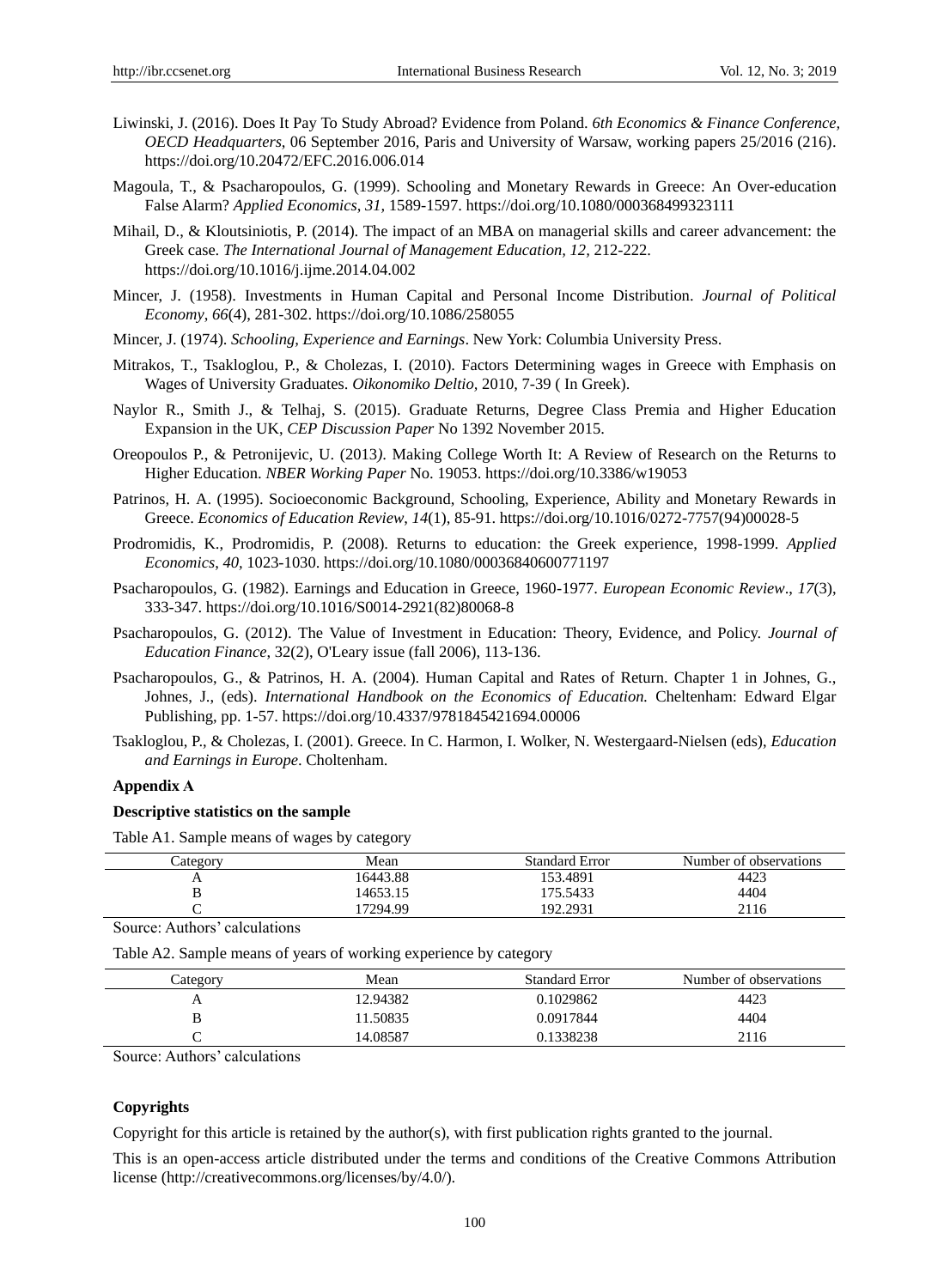Liwinski, J. (2016). Does It Pay To Study Abroad? Evidence from Poland. *6th Economics & Finance Conference, OECD Headquarters*, 06 September 2016, Paris and University of Warsaw, working papers 25/2016 (216). https://doi.org/10.20472/EFC.2016.006.014

Magoula, T., & Psacharopoulos, G. (1999). Schooling and Monetary Rewards in Greece: An Over-education False Alarm? *Applied Economics*, *31*, 1589-1597. https://doi.org/10.1080/000368499323111

Mihail, D., & Kloutsiniotis, P. (2014). The impact of an MBA on managerial skills and career advancement: the Greek case. *The International Journal of Management Education, 12,* 212-222. https://doi.org/10.1016/j.ijme.2014.04.002

Mincer, J. (1958). Investments in Human Capital and Personal Income Distribution. *Journal of Political Economy*, *66*(4), 281-302. https://doi.org/10.1086/258055

Mincer, J. (1974). *Schooling, Experience and Earnings*. New York: Columbia University Press.

Mitrakos, T., Tsakloglou, P., & Cholezas, I. (2010). Factors Determining wages in Greece with Emphasis on Wages of University Graduates. *Oikonomiko Deltio*, 2010, 7-39 ( In Greek).

Naylor R., Smith J., & Telhaj, S. (2015). Graduate Returns, Degree Class Premia and Higher Education Expansion in the UK, *CEP Discussion Paper* No 1392 November 2015.

Oreopoulos P., & Petronijevic, U. (2013*)*. Making College Worth It: A Review of Research on the Returns to Higher Education. *NBER Working Paper* No. 19053. https://doi.org/10.3386/w19053

Patrinos, H. A. (1995). Socioeconomic Background, Schooling, Experience, Ability and Monetary Rewards in Greece. *Economics of Education Review*, *14*(1), 85-91. https://doi.org/10.1016/0272-7757(94)00028-5

Prodromidis, K., Prodromidis, P. (2008). Returns to education: the Greek experience, 1998-1999. *Applied Economics, 40,* 1023-1030. https://doi.org/10.1080/00036840600771197

Psacharopoulos, G. (1982). Earnings and Education in Greece, 1960-1977. *European Economic Review*., *17*(3), 333-347. https://doi.org/10.1016/S0014-2921(82)80068-8

Psacharopoulos, G. (2012). The Value of Investment in Education: Theory, Evidence, and Policy. *Journal of Education Finance*, 32(2), O'Leary issue (fall 2006), 113-136.

Psacharopoulos, G., & Patrinos, H. A. (2004). Human Capital and Rates of Return. Chapter 1 in Johnes, G., Johnes, J., (eds). *International Handbook on the Economics of Education.* Cheltenham: Edward Elgar Publishing, pp. 1-57. https://doi.org/10.4337/9781845421694.00006

Tsakloglou, P., & Cholezas, I. (2001). Greece. In C. Harmon, I. Wolker, N. Westergaard-Nielsen (eds), *Education and Earnings in Europe*. Choltenham.

**Appendix A**

**Descriptive statistics on the sample**

Table A1. Sample means of wages by category

| Category | Mean | Standard Error | Number of observations |
|---|---|---|---|
| A | 16443.88 | 153.4891 | 4423 |
| B | 14653.15 | 175.5433 | 4404 |
| C | 17294.99 | 192.2931 | 2116 |

Source: Authors' calculations

Table A2. Sample means of years of working experience by category

| Category | Mean | Standard Error | Number of observations |
|---|---|---|---|
| A | 12.94382 | 0.1029862 | 4423 |
| B | 11.50835 | 0.0917844 | 4404 |
| C | 14.08587 | 0.1338238 | 2116 |

Source: Authors' calculations

**Copyrights**

Copyright for this article is retained by the author(s), with first publication rights granted to the journal.

This is an open-access article distributed under the terms and conditions of the Creative Commons Attribution license (http://creativecommons.org/licenses/by/4.0/).